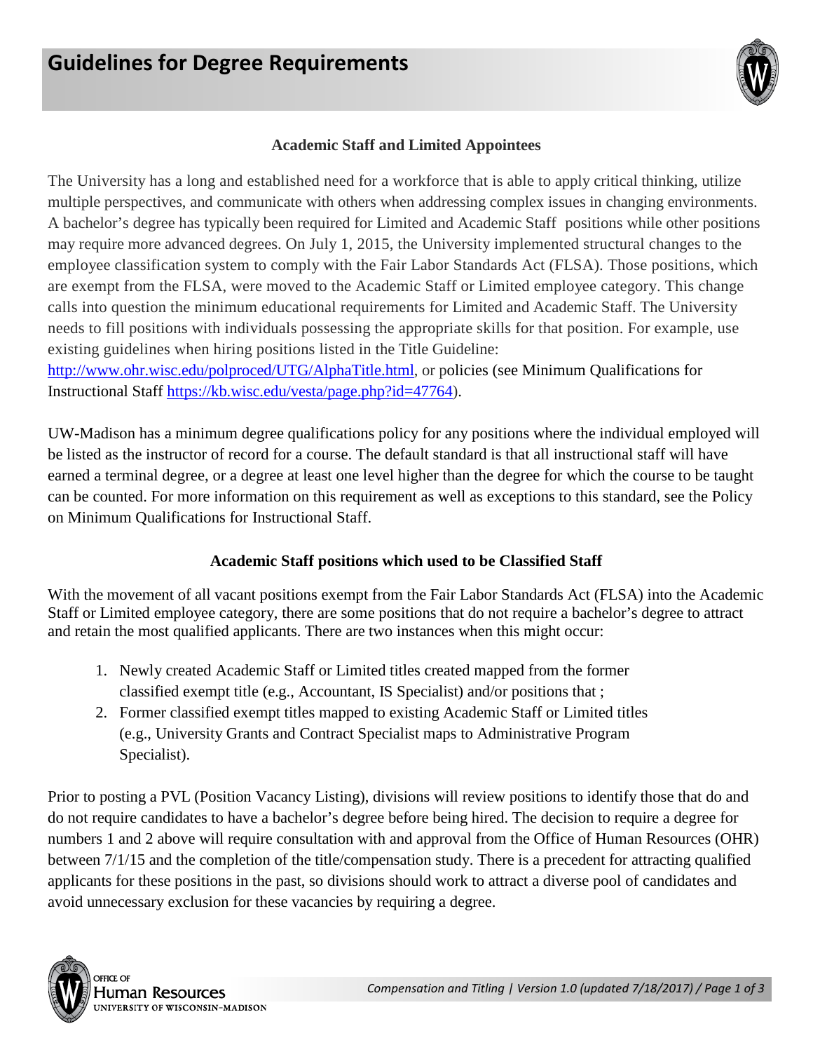# Guidelines for Degree Requirements

### Academic Staff and Limited Appointees

The University has a long and established need for a workforce that is able to apply critical thinking, utilize multiple perspectives, and communicate with others when addressing complex issues in changing environments. A bachelor's degree has typically been required for Limited and Academic Staff positions while other positions may require more advanced degrees. On July 1, 2015, the University implemented structural changes to the employee classification system to comply with the Fair Labor Standards Act (FLSA). Those positions, which are exempt from the FLSA, were moved to the Academic Staff or Limited employee category. This change calls into question the minimum educational requirements for Limited and Academic Staff. The University needs to fill positions with individuals possessing the appropriate skills for that position. For example, use existing guidelines when hiring positions listed in the Title Guideline: [http://www.ohr.wisc.edu/polproced/UTG/AlphaTitle.html](http://www.ohr.wisc.edu/polproced/UTG/AlphaTitle.html), or policies (see Minimum Qualifications for Instructional Staff [https://kb.wisc.edu/vesta/page.php?id=47764](https://kb.wisc.edu/vesta/page.php?id=47764)).

UW-Madison has a minimum degree qualifications policy for any positions where the individual employed will be listed as the instructor of record for a course. The default standard is that all instructional staff will have earned a terminal degree, or a degree at least one level higher than the degree for which the course to be taught can be counted. For more information on this requirement as well as exceptions to this standard, see the Policy on Minimum Qualifications for Instructional Staff.

### Academic Staff positions which used to be Classified Staff

With the movement of all vacant positions exempt from the Fair Labor Standards Act (FLSA) into the Academic Staff or Limited employee category, there are some positions that do not require a bachelor's degree to attract and retain the most qualified applicants. There are two instances when this might occur:

1. Newly created Academic Staff or Limited titles created mapped from the former classified exempt title (e.g., Accountant, IS Specialist) and/or positions that ;
2. Former classified exempt titles mapped to existing Academic Staff or Limited titles (e.g., University Grants and Contract Specialist maps to Administrative Program Specialist).

Prior to posting a PVL (Position Vacancy Listing), divisions will review positions to identify those that do and do not require candidates to have a bachelor's degree before being hired. The decision to require a degree for numbers 1 and 2 above will require consultation with and approval from the Office of Human Resources (OHR) between 7/1/15 and the completion of the title/compensation study. There is a precedent for attracting qualified applicants for these positions in the past, so divisions should work to attract a diverse pool of candidates and avoid unnecessary exclusion for these vacancies by requiring a degree.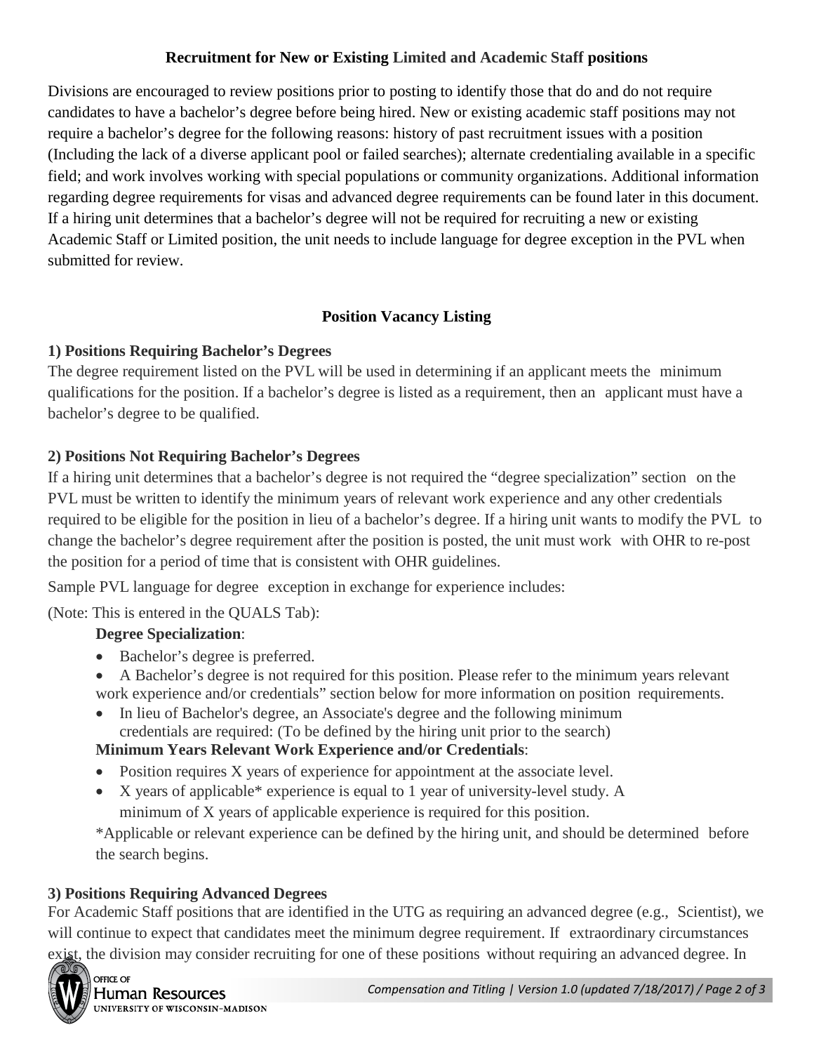### Recruitment for New or Existing Limited and Academic Staff positions

Divisions are encouraged to review positions prior to posting to identify those that do and do not require candidates to have a bachelor's degree before being hired. New or existing academic staff positions may not require a bachelor's degree for the following reasons: history of past recruitment issues with a position (Including the lack of a diverse applicant pool or failed searches); alternate credentialing available in a specific field; and work involves working with special populations or community organizations. Additional information regarding degree requirements for visas and advanced degree requirements can be found later in this document. If a hiring unit determines that a bachelor's degree will not be required for recruiting a new or existing Academic Staff or Limited position, the unit needs to include language for degree exception in the PVL when submitted for review.

### Position Vacancy Listing

**1) Positions Requiring Bachelor's Degrees**

The degree requirement listed on the PVL will be used in determining if an applicant meets the minimum qualifications for the position. If a bachelor's degree is listed as a requirement, then an applicant must have a bachelor's degree to be qualified.

**2) Positions Not Requiring Bachelor's Degrees**

If a hiring unit determines that a bachelor's degree is not required the "degree specialization" section on the PVL must be written to identify the minimum years of relevant work experience and any other credentials required to be eligible for the position in lieu of a bachelor's degree. If a hiring unit wants to modify the PVL to change the bachelor's degree requirement after the position is posted, the unit must work with OHR to re-post the position for a period of time that is consistent with OHR guidelines.

Sample PVL language for degree exception in exchange for experience includes:

(Note: This is entered in the QUALS Tab):

**Degree Specialization**:

- Bachelor's degree is preferred.
- A Bachelor's degree is not required for this position. Please refer to the minimum years relevant work experience and/or credentials" section below for more information on position requirements.
- In lieu of Bachelor's degree, an Associate's degree and the following minimum credentials are required: (To be defined by the hiring unit prior to the search)

**Minimum Years Relevant Work Experience and/or Credentials**:

- Position requires X years of experience for appointment at the associate level.
- X years of applicable* experience is equal to 1 year of university-level study. A minimum of X years of applicable experience is required for this position.

*Applicable or relevant experience can be defined by the hiring unit, and should be determined before the search begins.

**3) Positions Requiring Advanced Degrees**

For Academic Staff positions that are identified in the UTG as requiring an advanced degree (e.g., Scientist), we will continue to expect that candidates meet the minimum degree requirement. If extraordinary circumstances exist, the division may consider recruiting for one of these positions without requiring an advanced degree. In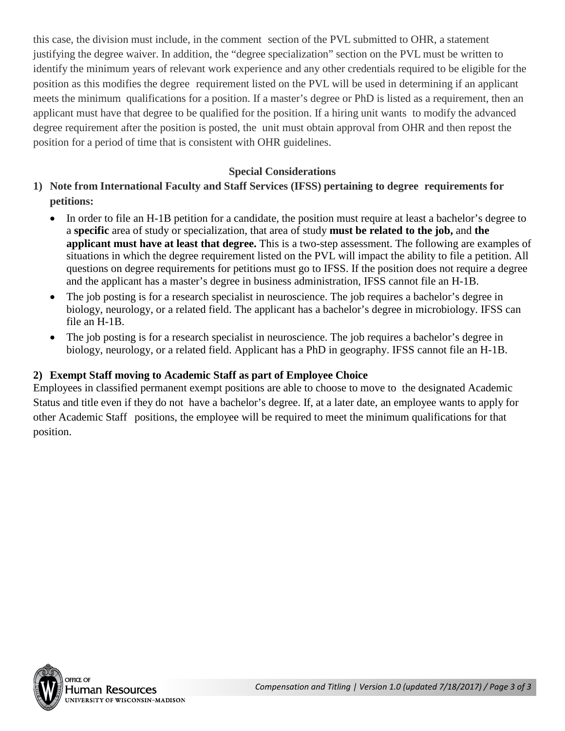this case, the division must include, in the comment section of the PVL submitted to OHR, a statement justifying the degree waiver. In addition, the "degree specialization" section on the PVL must be written to identify the minimum years of relevant work experience and any other credentials required to be eligible for the position as this modifies the degree requirement listed on the PVL will be used in determining if an applicant meets the minimum qualifications for a position. If a master's degree or PhD is listed as a requirement, then an applicant must have that degree to be qualified for the position. If a hiring unit wants to modify the advanced degree requirement after the position is posted, the unit must obtain approval from OHR and then repost the position for a period of time that is consistent with OHR guidelines.

## Special Considerations

**1) Note from International Faculty and Staff Services (IFSS) pertaining to degree requirements for petitions:**

- In order to file an H-1B petition for a candidate, the position must require at least a bachelor's degree to a **specific** area of study or specialization, that area of study **must be related to the job,** and **the applicant must have at least that degree.** This is a two-step assessment. The following are examples of situations in which the degree requirement listed on the PVL will impact the ability to file a petition. All questions on degree requirements for petitions must go to IFSS. If the position does not require a degree and the applicant has a master's degree in business administration, IFSS cannot file an H-1B.
- The job posting is for a research specialist in neuroscience. The job requires a bachelor's degree in biology, neurology, or a related field. The applicant has a bachelor's degree in microbiology. IFSS can file an H-1B.
- The job posting is for a research specialist in neuroscience. The job requires a bachelor's degree in biology, neurology, or a related field. Applicant has a PhD in geography. IFSS cannot file an H-1B.

**2) Exempt Staff moving to Academic Staff as part of Employee Choice**

Employees in classified permanent exempt positions are able to choose to move to the designated Academic Status and title even if they do not have a bachelor's degree. If, at a later date, an employee wants to apply for other Academic Staff positions, the employee will be required to meet the minimum qualifications for that position.